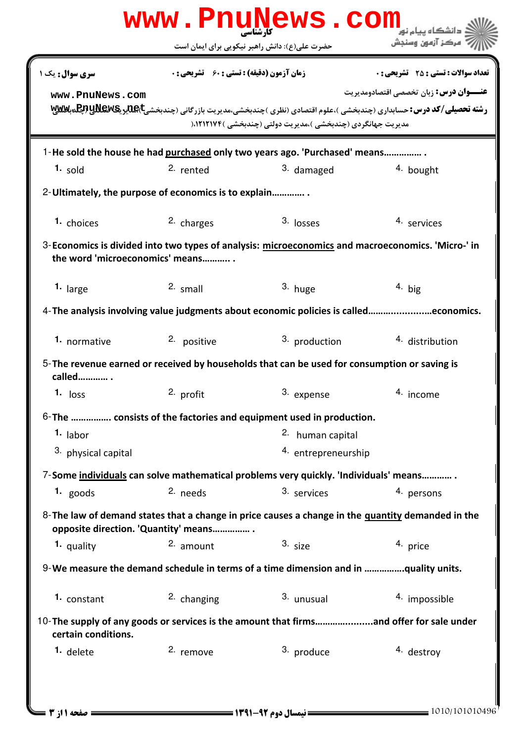کارشناسی

حضرت علی(ع): دانش راهبر نیکویی برای ایمان است

دانشگاه پیام نور
مرکز آزمون وسنجش

**سری سوال:** یک ۱

**زمان آزمون (دقیقه) : تستی :** ۶۰ **تشریحی :** ۰

**تعداد سوالات : تستی :** ۲۵ **تشریحی :** ۰

**عنـــوان درس:** زبان تخصصی اقتصادومدیریت

**رشته تحصیلی/کد درس:** حسابداری (چندبخشی )،علوم اقتصادی (نظری )چندبخشی،مدیریت بازرگانی (چندبخشی)،مدیریت صنعتی (چندبخشی)، مدیریت جهانگردی (چندبخشی )،مدیریت دولتی (چندبخشی )۱۲۱۲۱۷۴(،

1-**He sold the house he had <u>purchased</u> only two years ago. 'Purchased' means…………… .**

1. sold
2. rented
3. damaged
4. bought

2-**Ultimately, the purpose of economics is to explain…………. .**

1. choices
2. charges
3. losses
4. services

3-**Economics is divided into two types of analysis: <u>microeconomics</u> and macroeconomics. 'Micro-' in the word 'microeconomics' means……….. .**

1. large
2. small
3. huge
4. big

4-**The analysis involving value judgments about economic policies is called……..................economics.**

1. normative
2. positive
3. production
4. distribution

5-**The revenue earned or received by households that can be used for consumption or saving is called………… .**

1. loss
2. profit
3. expense
4. income

6-**The ……………. consists of the factories and equipment used in production.**

1. labor
2. human capital
3. physical capital
4. entrepreneurship

7-**Some <u>individuals</u> can solve mathematical problems very quickly. 'Individuals' means………… .**

1. goods
2. needs
3. services
4. persons

8-**The law of demand states that a change in price causes a change in the <u>quantity</u> demanded in the opposite direction. 'Quantity' means…………… .**

1. quality
2. amount
3. size
4. price

9-**We measure the demand schedule in terms of a time dimension and in …………….quality units.**

1. constant
2. changing
3. unusual
4. impossible

10-**The supply of any goods or services is the amount that firms…………..........and offer for sale under certain conditions.**

1. delete
2. remove
3. produce
4. destroy

نیمسال دوم ۹۲-۱۳۹۱

1010/101010496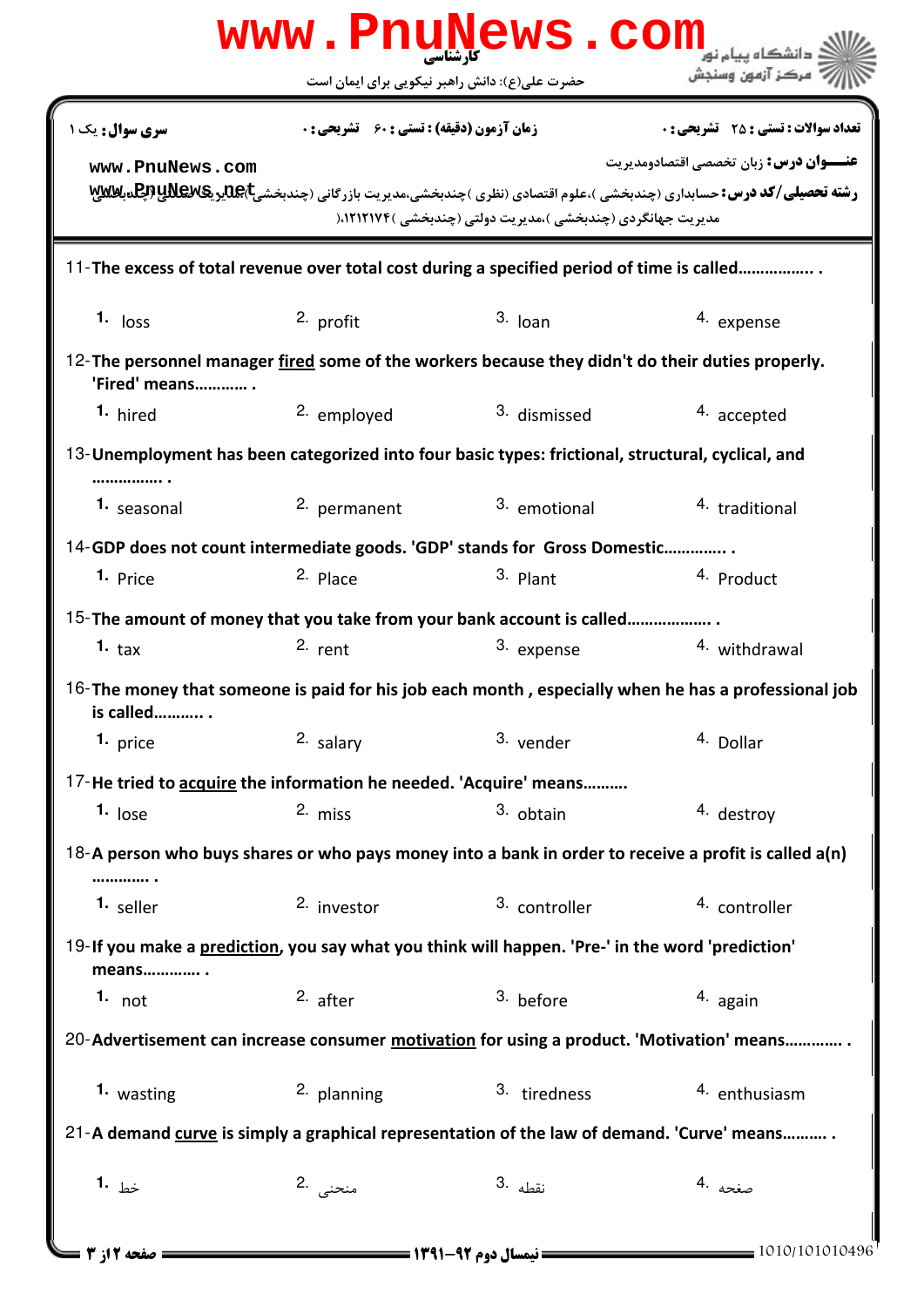کارشناسی

حضرت علی(ع): دانش راهبر نیکویی برای ایمان است

**سری سوال:** یک ۱

**زمان آزمون (دقیقه) : تستی :** ۶۰ **تشریحی :** ۰

**تعداد سوالات : تستی :** ۲۵ **تشریحی :** ۰

**عنـــوان درس:** زبان تخصصی اقتصادومدیریت

**رشته تحصیلی/کد درس:** حسابداری (چندبخشی )،علوم اقتصادی (نظری )چندبخشی،مدیریت بازرگانی (چندبخشی )،مدیریت صنعتی (چندبخشی )، مدیریت جهانگردی (چندبخشی )،مدیریت دولتی (چندبخشی )۱۲۱۲۱۷۴)

11- The excess of total revenue over total cost during a specified period of time is called................ .

1. loss
2. profit
3. loan
4. expense

12- The personnel manager <u>fired</u> some of the workers because they didn't do their duties properly. 'Fired' means............ .

1. hired
2. employed
3. dismissed
4. accepted

13- Unemployment has been categorized into four basic types: frictional, structural, cyclical, and ................ .

1. seasonal
2. permanent
3. emotional
4. traditional

14- GDP does not count intermediate goods. 'GDP' stands for Gross Domestic............. .

1. Price
2. Place
3. Plant
4. Product

15- The amount of money that you take from your bank account is called.................. .

1. tax
2. rent
3. expense
4. withdrawal

16- The money that someone is paid for his job each month , especially when he has a professional job is called........... .

1. price
2. salary
3. vender
4. Dollar

17- He tried to <u>acquire</u> the information he needed. 'Acquire' means..........

1. lose
2. miss
3. obtain
4. destroy

18- A person who buys shares or who pays money into a bank in order to receive a profit is called a(n) ............ .

1. seller
2. investor
3. controller
4. controller

19- If you make a <u>prediction</u>, you say what you think will happen. 'Pre-' in the word 'prediction' means............ .

1. not
2. after
3. before
4. again

20- Advertisement can increase consumer <u>motivation</u> for using a product. 'Motivation' means............ .

1. wasting
2. planning
3. tiredness
4. enthusiasm

21- A demand <u>curve</u> is simply a graphical representation of the law of demand. 'Curve' means.......... .

1. خط
2. منحنی
3. نقطه
4. صفحه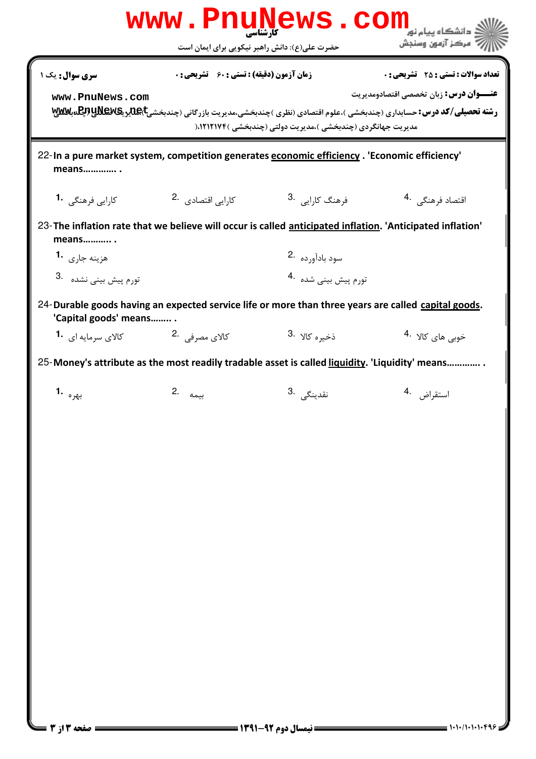**تعداد سوالات : تستی : ۲۵ تشریحی : ۰** | **زمان آزمون (دقیقه) : تستی : ۶۰ تشریحی : ۰** | **سری سوال : یک ۱**

**عنـــوان درس:** زبان تخصصی اقتصادومدیریت

**رشته تحصیلی/کد درس:** حسابداری (چندبخشی )،علوم اقتصادی (نظری )چندبخشی،مدیریت بازرگانی (چندبخشی )،مدیریت صنعتی (چندبخشی )، مدیریت جهانگردی (چندبخشی )،مدیریت دولتی (چندبخشی )۱۲۱۲۱۷۴(

22- In a pure market system, competition generates <u>economic efficiency</u> . 'Economic efficiency' means............ .

1. کارایی فرهنگی
2. کارایی اقتصادی
3. فرهنگ کارایی
4. اقتصاد فرهنگی

23- The inflation rate that we believe will occur is called <u>anticipated inflation</u>. 'Anticipated inflation' means.......... .

1. هزینه جاری
2. سود بادآورده
3. تورم پیش بینی نشده
4. تورم پیش بینی شده

24- Durable goods having an expected service life or more than three years are called <u>capital goods</u>. 'Capital goods' means........ .

1. کالای سرمایه ای
2. کالای مصرفی
3. ذخیره کالا
4. خوبی های کالا

25- Money's attribute as the most readily tradable asset is called <u>liquidity</u>. 'Liquidity' means............ .

1. بهره
2. بیمه
3. نقدینگی
4. استقراض